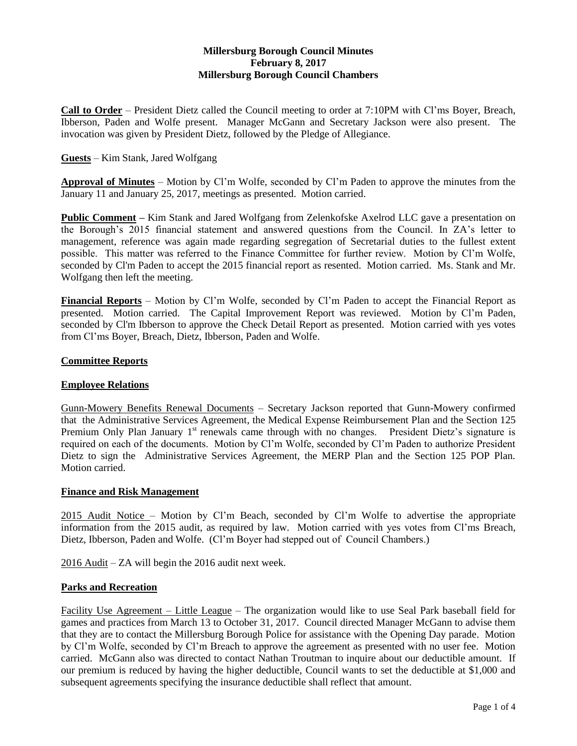**Millersburg Borough Council Minutes**
**February 8, 2017**
**Millersburg Borough Council Chambers**

**Call to Order** – President Dietz called the Council meeting to order at 7:10PM with Cl'ms Boyer, Breach, Ibberson, Paden and Wolfe present. Manager McGann and Secretary Jackson were also present. The invocation was given by President Dietz, followed by the Pledge of Allegiance.

**Guests** – Kim Stank, Jared Wolfgang

**Approval of Minutes** – Motion by Cl'm Wolfe, seconded by Cl'm Paden to approve the minutes from the January 11 and January 25, 2017, meetings as presented. Motion carried.

**Public Comment –** Kim Stank and Jared Wolfgang from Zelenkofske Axelrod LLC gave a presentation on the Borough's 2015 financial statement and answered questions from the Council. In ZA's letter to management, reference was again made regarding segregation of Secretarial duties to the fullest extent possible. This matter was referred to the Finance Committee for further review. Motion by Cl'm Wolfe, seconded by Cl'm Paden to accept the 2015 financial report as resented. Motion carried. Ms. Stank and Mr. Wolfgang then left the meeting.

**Financial Reports** – Motion by Cl'm Wolfe, seconded by Cl'm Paden to accept the Financial Report as presented. Motion carried. The Capital Improvement Report was reviewed. Motion by Cl'm Paden, seconded by Cl'm Ibberson to approve the Check Detail Report as presented. Motion carried with yes votes from Cl'ms Boyer, Breach, Dietz, Ibberson, Paden and Wolfe.

## Committee Reports

### Employee Relations

Gunn-Mowery Benefits Renewal Documents – Secretary Jackson reported that Gunn-Mowery confirmed that the Administrative Services Agreement, the Medical Expense Reimbursement Plan and the Section 125 Premium Only Plan January 1st renewals came through with no changes. President Dietz's signature is required on each of the documents. Motion by Cl'm Wolfe, seconded by Cl'm Paden to authorize President Dietz to sign the Administrative Services Agreement, the MERP Plan and the Section 125 POP Plan. Motion carried.

### Finance and Risk Management

2015 Audit Notice – Motion by Cl'm Beach, seconded by Cl'm Wolfe to advertise the appropriate information from the 2015 audit, as required by law. Motion carried with yes votes from Cl'ms Breach, Dietz, Ibberson, Paden and Wolfe. (Cl'm Boyer had stepped out of Council Chambers.)

2016 Audit – ZA will begin the 2016 audit next week.

### Parks and Recreation

Facility Use Agreement – Little League – The organization would like to use Seal Park baseball field for games and practices from March 13 to October 31, 2017. Council directed Manager McGann to advise them that they are to contact the Millersburg Borough Police for assistance with the Opening Day parade. Motion by Cl'm Wolfe, seconded by Cl'm Breach to approve the agreement as presented with no user fee. Motion carried. McGann also was directed to contact Nathan Troutman to inquire about our deductible amount. If our premium is reduced by having the higher deductible, Council wants to set the deductible at $1,000 and subsequent agreements specifying the insurance deductible shall reflect that amount.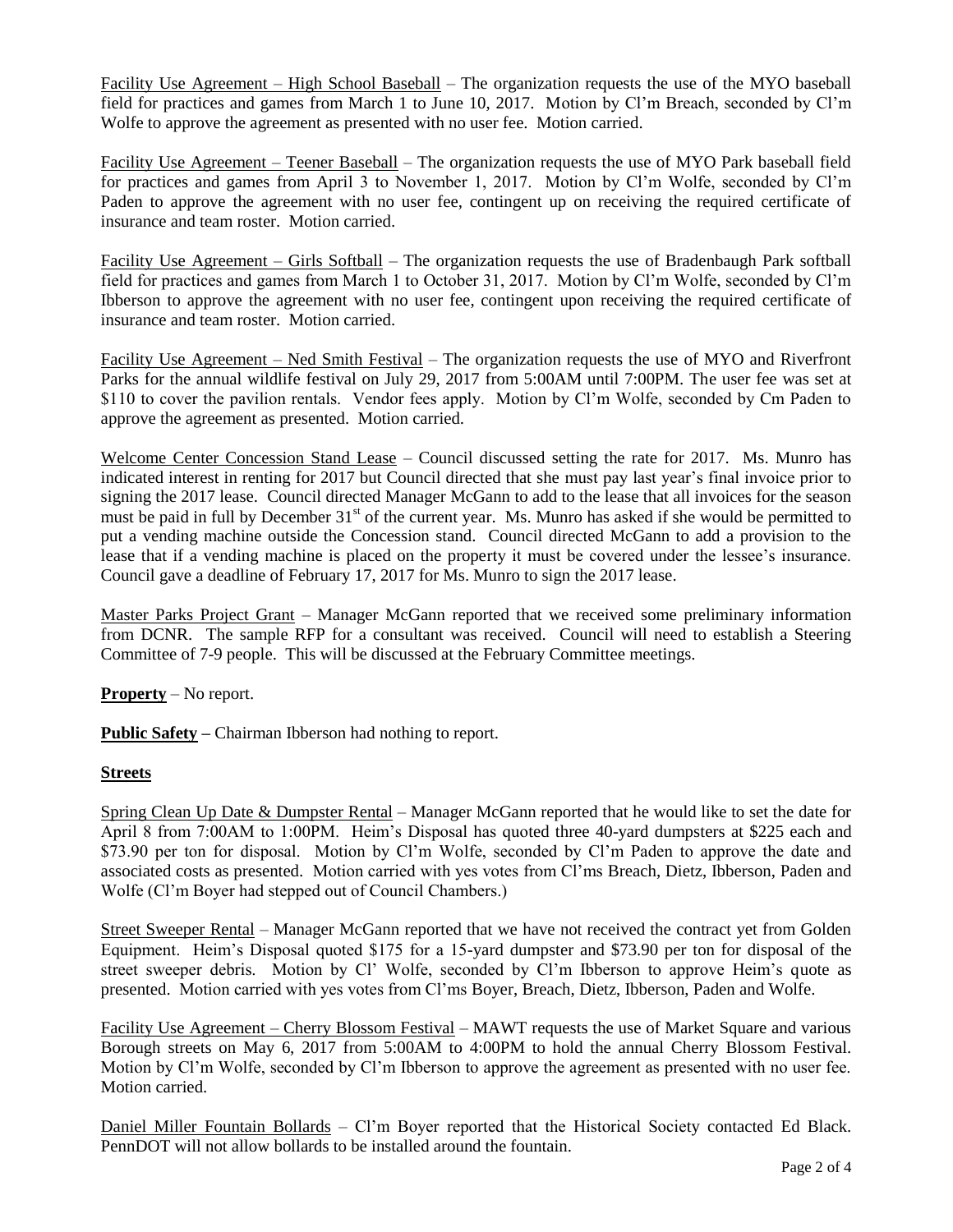Facility Use Agreement – High School Baseball – The organization requests the use of the MYO baseball field for practices and games from March 1 to June 10, 2017. Motion by Cl'm Breach, seconded by Cl'm Wolfe to approve the agreement as presented with no user fee. Motion carried.

Facility Use Agreement – Teener Baseball – The organization requests the use of MYO Park baseball field for practices and games from April 3 to November 1, 2017. Motion by Cl'm Wolfe, seconded by Cl'm Paden to approve the agreement with no user fee, contingent up on receiving the required certificate of insurance and team roster. Motion carried.

Facility Use Agreement – Girls Softball – The organization requests the use of Bradenbaugh Park softball field for practices and games from March 1 to October 31, 2017. Motion by Cl'm Wolfe, seconded by Cl'm Ibberson to approve the agreement with no user fee, contingent upon receiving the required certificate of insurance and team roster. Motion carried.

Facility Use Agreement – Ned Smith Festival – The organization requests the use of MYO and Riverfront Parks for the annual wildlife festival on July 29, 2017 from 5:00AM until 7:00PM. The user fee was set at $110 to cover the pavilion rentals. Vendor fees apply. Motion by Cl'm Wolfe, seconded by Cm Paden to approve the agreement as presented. Motion carried.

Welcome Center Concession Stand Lease – Council discussed setting the rate for 2017. Ms. Munro has indicated interest in renting for 2017 but Council directed that she must pay last year's final invoice prior to signing the 2017 lease. Council directed Manager McGann to add to the lease that all invoices for the season must be paid in full by December 31st of the current year. Ms. Munro has asked if she would be permitted to put a vending machine outside the Concession stand. Council directed McGann to add a provision to the lease that if a vending machine is placed on the property it must be covered under the lessee's insurance. Council gave a deadline of February 17, 2017 for Ms. Munro to sign the 2017 lease.

Master Parks Project Grant – Manager McGann reported that we received some preliminary information from DCNR. The sample RFP for a consultant was received. Council will need to establish a Steering Committee of 7-9 people. This will be discussed at the February Committee meetings.

**Property** – No report.

**Public Safety –** Chairman Ibberson had nothing to report.

**Streets**

Spring Clean Up Date & Dumpster Rental – Manager McGann reported that he would like to set the date for April 8 from 7:00AM to 1:00PM. Heim's Disposal has quoted three 40-yard dumpsters at $225 each and $73.90 per ton for disposal. Motion by Cl'm Wolfe, seconded by Cl'm Paden to approve the date and associated costs as presented. Motion carried with yes votes from Cl'ms Breach, Dietz, Ibberson, Paden and Wolfe (Cl'm Boyer had stepped out of Council Chambers.)

Street Sweeper Rental – Manager McGann reported that we have not received the contract yet from Golden Equipment. Heim's Disposal quoted $175 for a 15-yard dumpster and $73.90 per ton for disposal of the street sweeper debris. Motion by Cl' Wolfe, seconded by Cl'm Ibberson to approve Heim's quote as presented. Motion carried with yes votes from Cl'ms Boyer, Breach, Dietz, Ibberson, Paden and Wolfe.

Facility Use Agreement – Cherry Blossom Festival – MAWT requests the use of Market Square and various Borough streets on May 6, 2017 from 5:00AM to 4:00PM to hold the annual Cherry Blossom Festival. Motion by Cl'm Wolfe, seconded by Cl'm Ibberson to approve the agreement as presented with no user fee. Motion carried.

Daniel Miller Fountain Bollards – Cl'm Boyer reported that the Historical Society contacted Ed Black. PennDOT will not allow bollards to be installed around the fountain.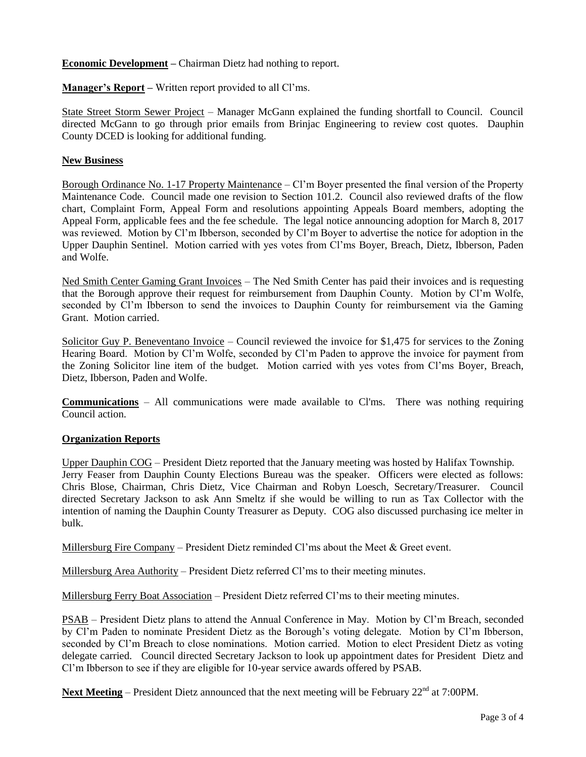**Economic Development –** Chairman Dietz had nothing to report.

**Manager's Report –** Written report provided to all Cl'ms.

State Street Storm Sewer Project – Manager McGann explained the funding shortfall to Council. Council directed McGann to go through prior emails from Brinjac Engineering to review cost quotes. Dauphin County DCED is looking for additional funding.

**New Business**

Borough Ordinance No. 1-17 Property Maintenance – Cl'm Boyer presented the final version of the Property Maintenance Code. Council made one revision to Section 101.2. Council also reviewed drafts of the flow chart, Complaint Form, Appeal Form and resolutions appointing Appeals Board members, adopting the Appeal Form, applicable fees and the fee schedule. The legal notice announcing adoption for March 8, 2017 was reviewed. Motion by Cl'm Ibberson, seconded by Cl'm Boyer to advertise the notice for adoption in the Upper Dauphin Sentinel. Motion carried with yes votes from Cl'ms Boyer, Breach, Dietz, Ibberson, Paden and Wolfe.

Ned Smith Center Gaming Grant Invoices – The Ned Smith Center has paid their invoices and is requesting that the Borough approve their request for reimbursement from Dauphin County. Motion by Cl'm Wolfe, seconded by Cl'm Ibberson to send the invoices to Dauphin County for reimbursement via the Gaming Grant. Motion carried.

Solicitor Guy P. Beneventano Invoice – Council reviewed the invoice for $1,475 for services to the Zoning Hearing Board. Motion by Cl'm Wolfe, seconded by Cl'm Paden to approve the invoice for payment from the Zoning Solicitor line item of the budget. Motion carried with yes votes from Cl'ms Boyer, Breach, Dietz, Ibberson, Paden and Wolfe.

**Communications** – All communications were made available to Cl'ms. There was nothing requiring Council action.

**Organization Reports**

Upper Dauphin COG – President Dietz reported that the January meeting was hosted by Halifax Township. Jerry Feaser from Dauphin County Elections Bureau was the speaker. Officers were elected as follows: Chris Blose, Chairman, Chris Dietz, Vice Chairman and Robyn Loesch, Secretary/Treasurer. Council directed Secretary Jackson to ask Ann Smeltz if she would be willing to run as Tax Collector with the intention of naming the Dauphin County Treasurer as Deputy. COG also discussed purchasing ice melter in bulk.

Millersburg Fire Company – President Dietz reminded Cl'ms about the Meet & Greet event.

Millersburg Area Authority – President Dietz referred Cl'ms to their meeting minutes.

Millersburg Ferry Boat Association – President Dietz referred Cl'ms to their meeting minutes.

PSAB – President Dietz plans to attend the Annual Conference in May. Motion by Cl'm Breach, seconded by Cl'm Paden to nominate President Dietz as the Borough's voting delegate. Motion by Cl'm Ibberson, seconded by Cl'm Breach to close nominations. Motion carried. Motion to elect President Dietz as voting delegate carried. Council directed Secretary Jackson to look up appointment dates for President Dietz and Cl'm Ibberson to see if they are eligible for 10-year service awards offered by PSAB.

**Next Meeting** – President Dietz announced that the next meeting will be February 22nd at 7:00PM.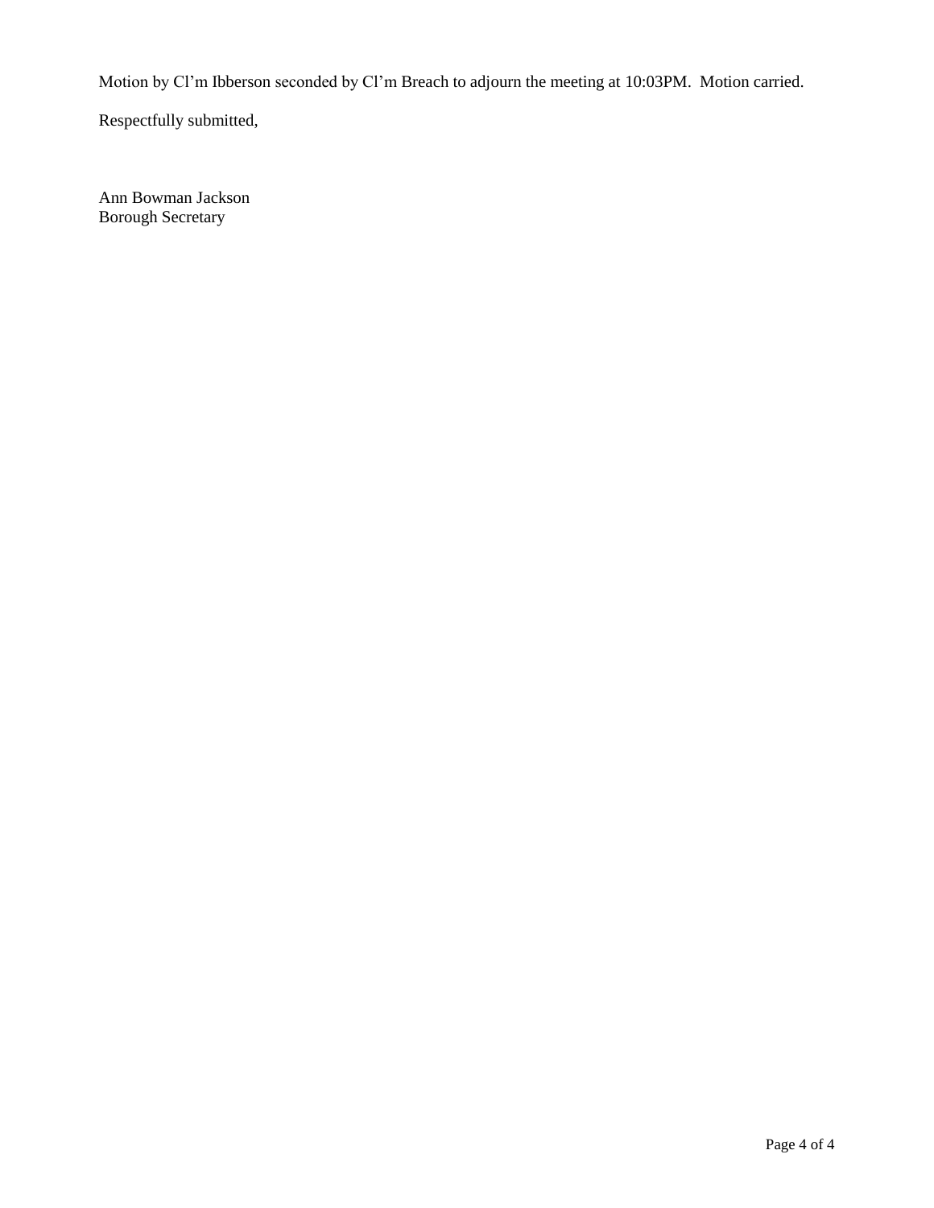Motion by Cl'm Ibberson seconded by Cl'm Breach to adjourn the meeting at 10:03PM. Motion carried.

Respectfully submitted,

Ann Bowman Jackson
Borough Secretary